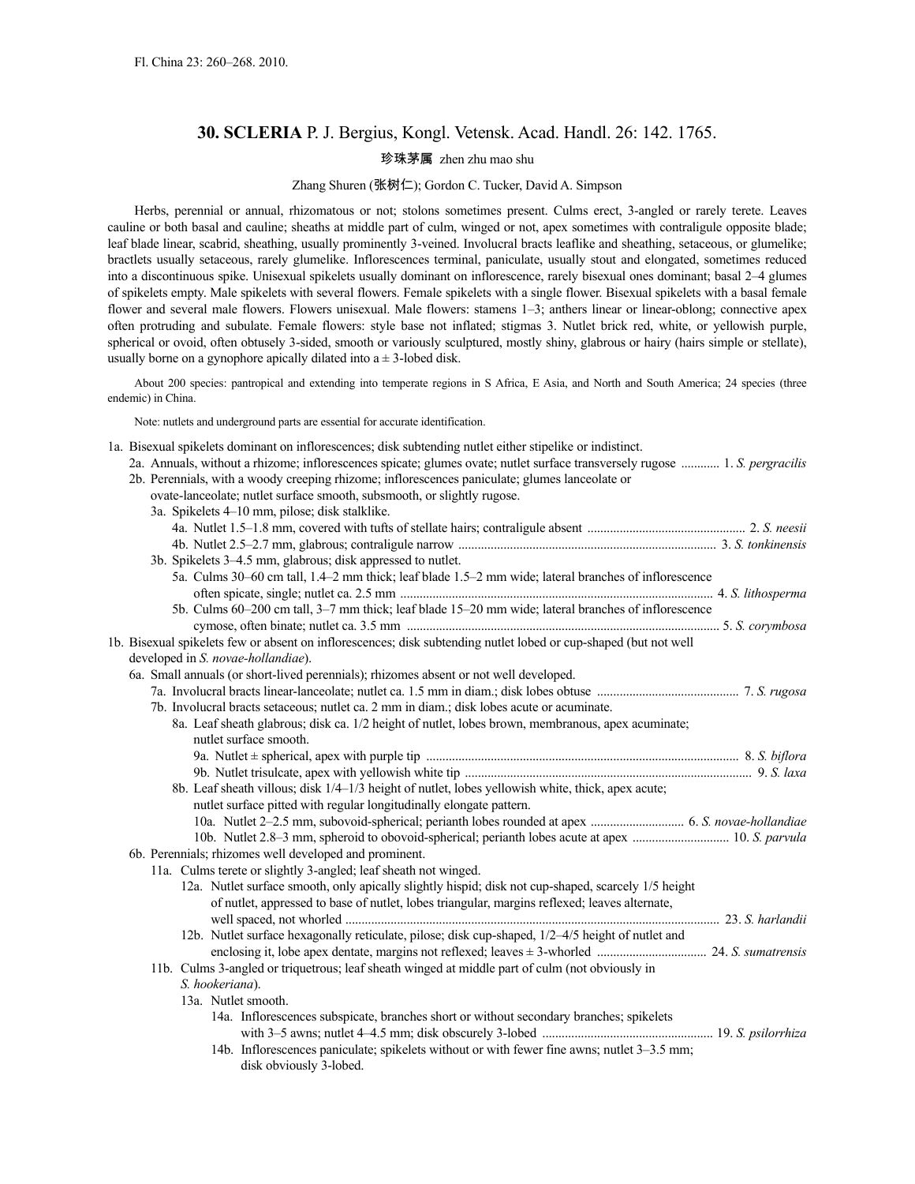Fl. China 23: 260–268. 2010.

# 30. SCLERIA P. J. Bergius, Kongl. Vetensk. Acad. Handl. 26: 142. 1765.

珍珠茅属 zhen zhu mao shu

Zhang Shuren (张树仁); Gordon C. Tucker, David A. Simpson

Herbs, perennial or annual, rhizomatous or not; stolons sometimes present. Culms erect, 3-angled or rarely terete. Leaves cauline or both basal and cauline; sheaths at middle part of culm, winged or not, apex sometimes with contraligule opposite blade; leaf blade linear, scabrid, sheathing, usually prominently 3-veined. Involucral bracts leaflike and sheathing, setaceous, or glumelike; bractlets usually setaceous, rarely glumelike. Inflorescences terminal, paniculate, usually stout and elongated, sometimes reduced into a discontinuous spike. Unisexual spikelets usually dominant on inflorescence, rarely bisexual ones dominant; basal 2–4 glumes of spikelets empty. Male spikelets with several flowers. Female spikelets with a single flower. Bisexual spikelets with a basal female flower and several male flowers. Flowers unisexual. Male flowers: stamens 1–3; anthers linear or linear-oblong; connective apex often protruding and subulate. Female flowers: style base not inflated; stigmas 3. Nutlet brick red, white, or yellowish purple, spherical or ovoid, often obtusely 3-sided, smooth or variously sculptured, mostly shiny, glabrous or hairy (hairs simple or stellate), usually borne on a gynophore apically dilated into a ± 3-lobed disk.

About 200 species: pantropical and extending into temperate regions in S Africa, E Asia, and North and South America; 24 species (three endemic) in China.

Note: nutlets and underground parts are essential for accurate identification.

1a. Bisexual spikelets dominant on inflorescences; disk subtending nutlet either stipelike or indistinct.
  2a. Annuals, without a rhizome; inflorescences spicate; glumes ovate; nutlet surface transversely rugose ............ 1. *S. pergracilis*
  2b. Perennials, with a woody creeping rhizome; inflorescences paniculate; glumes lanceolate or ovate-lanceolate; nutlet surface smooth, subsmooth, or slightly rugose.
    3a. Spikelets 4–10 mm, pilose; disk stalklike.
      4a. Nutlet 1.5–1.8 mm, covered with tufts of stellate hairs; contraligule absent ................................................. 2. *S. neesii*
      4b. Nutlet 2.5–2.7 mm, glabrous; contraligule narrow ............................................................................... 3. *S. tonkinensis*
    3b. Spikelets 3–4.5 mm, glabrous; disk appressed to nutlet.
      5a. Culms 30–60 cm tall, 1.4–2 mm thick; leaf blade 1.5–2 mm wide; lateral branches of inflorescence often spicate, single; nutlet ca. 2.5 mm ................................................................................................ 4. *S. lithosperma*
      5b. Culms 60–200 cm tall, 3–7 mm thick; leaf blade 15–20 mm wide; lateral branches of inflorescence cymose, often binate; nutlet ca. 3.5 mm ................................................................................................. 5. *S. corymbosa*
1b. Bisexual spikelets few or absent on inflorescences; disk subtending nutlet lobed or cup-shaped (but not well developed in *S. novae-hollandiae*).
  6a. Small annuals (or short-lived perennials); rhizomes absent or not well developed.
    7a. Involucral bracts linear-lanceolate; nutlet ca. 1.5 mm in diam.; disk lobes obtuse ........................................... 7. *S. rugosa*
    7b. Involucral bracts setaceous; nutlet ca. 2 mm in diam.; disk lobes acute or acuminate.
      8a. Leaf sheath glabrous; disk ca. 1/2 height of nutlet, lobes brown, membranous, apex acuminate; nutlet surface smooth.
        9a. Nutlet ± spherical, apex with purple tip ................................................................................................ 8. *S. biflora*
        9b. Nutlet trisulcate, apex with yellowish white tip ........................................................................................ 9. *S. laxa*
      8b. Leaf sheath villous; disk 1/4–1/3 height of nutlet, lobes yellowish white, thick, apex acute; nutlet surface pitted with regular longitudinally elongate pattern.
        10a. Nutlet 2–2.5 mm, subovoid-spherical; perianth lobes rounded at apex ............................ 6. *S. novae-hollandiae*
        10b. Nutlet 2.8–3 mm, spheroid to obovoid-spherical; perianth lobes acute at apex ............................. 10. *S. parvula*
  6b. Perennials; rhizomes well developed and prominent.
    11a. Culms terete or slightly 3-angled; leaf sheath not winged.
      12a. Nutlet surface smooth, only apically slightly hispid; disk not cup-shaped, scarcely 1/5 height of nutlet, appressed to base of nutlet, lobes triangular, margins reflexed; leaves alternate, well spaced, not whorled .................................................................................................................. 23. *S. harlandii*
      12b. Nutlet surface hexagonally reticulate, pilose; disk cup-shaped, 1/2–4/5 height of nutlet and enclosing it, lobe apex dentate, margins not reflexed; leaves ± 3-whorled ................................. 24. *S. sumatrensis*
    11b. Culms 3-angled or triquetrous; leaf sheath winged at middle part of culm (not obviously in *S. hookeriana*).
      13a. Nutlet smooth.
        14a. Inflorescences subspicate, branches short or without secondary branches; spikelets with 3–5 awns; nutlet 4–4.5 mm; disk obscurely 3-lobed .................................................... 19. *S. psilorrhiza*
        14b. Inflorescences paniculate; spikelets without or with fewer fine awns; nutlet 3–3.5 mm; disk obviously 3-lobed.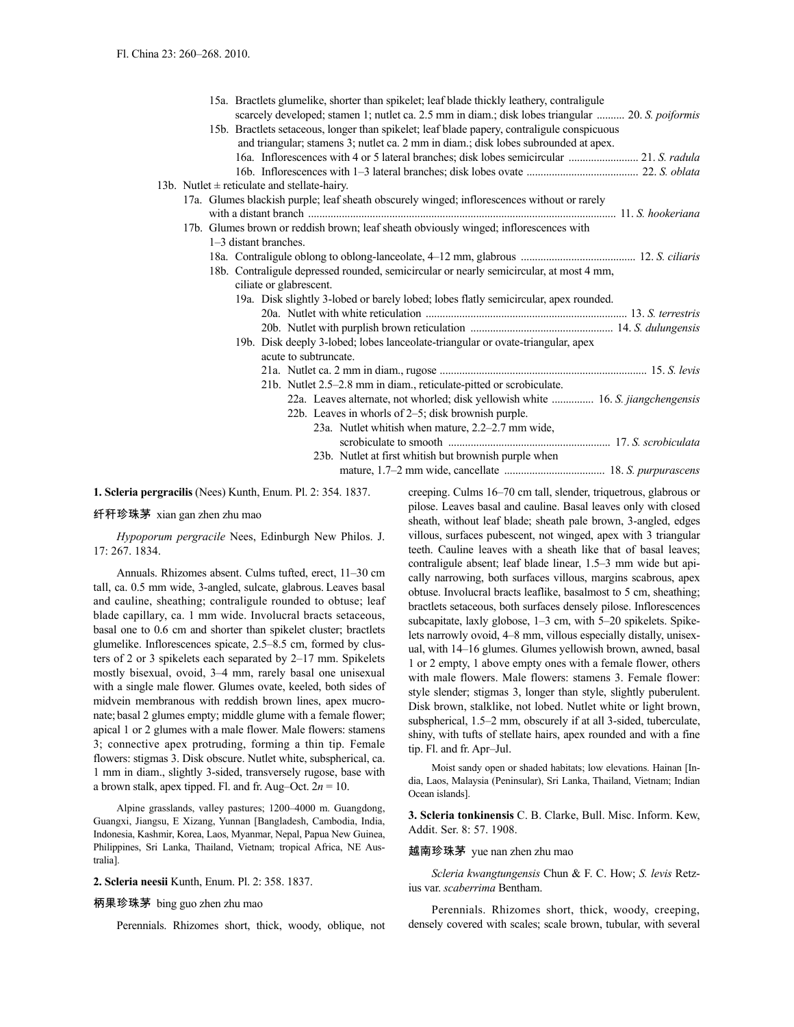15a. Bractlets glumelike, shorter than spikelet; leaf blade thickly leathery, contraligule scarcely developed; stamen 1; nutlet ca. 2.5 mm in diam.; disk lobes triangular .......... 20. *S. poiformis*

15b. Bractlets setaceous, longer than spikelet; leaf blade papery, contraligule conspicuous and triangular; stamens 3; nutlet ca. 2 mm in diam.; disk lobes subrounded at apex.

16a. Inflorescences with 4 or 5 lateral branches; disk lobes semicircular ......................... 21. *S. radula*

16b. Inflorescences with 1–3 lateral branches; disk lobes ovate ....................................... 22. *S. oblata*

13b. Nutlet ± reticulate and stellate-hairy.

17a. Glumes blackish purple; leaf sheath obscurely winged; inflorescences without or rarely with a distant branch ............................................................................................................ 11. *S. hookeriana*

17b. Glumes brown or reddish brown; leaf sheath obviously winged; inflorescences with 1–3 distant branches.

18a. Contraligule oblong to oblong-lanceolate, 4–12 mm, glabrous ......................................... 12. *S. ciliaris*

18b. Contraligule depressed rounded, semicircular or nearly semicircular, at most 4 mm, ciliate or glabrescent.

19a. Disk slightly 3-lobed or barely lobed; lobes flatly semicircular, apex rounded.

20a. Nutlet with white reticulation ....................................................................... 13. *S. terrestris*

20b. Nutlet with purplish brown reticulation .................................................. 14. *S. dulungensis*

19b. Disk deeply 3-lobed; lobes lanceolate-triangular or ovate-triangular, apex acute to subtruncate.

21a. Nutlet ca. 2 mm in diam., rugose ......................................................................... 15. *S. levis*

21b. Nutlet 2.5–2.8 mm in diam., reticulate-pitted or scrobiculate.

22a. Leaves alternate, not whorled; disk yellowish white .............. 16. *S. jiangchengensis*

22b. Leaves in whorls of 2–5; disk brownish purple.

23a. Nutlet whitish when mature, 2.2–2.7 mm wide, scrobiculate to smooth ......................................................... 17. *S. scrobiculata*

23b. Nutlet at first whitish but brownish purple when mature, 1.7–2 mm wide, cancellate ................................... 18. *S. purpurascens*

**1. Scleria pergracilis** (Nees) Kunth, Enum. Pl. 2: 354. 1837.

纤秆珍珠茅 xian gan zhen zhu mao

*Hypoporum pergracile* Nees, Edinburgh New Philos. J. 17: 267. 1834.

Annuals. Rhizomes absent. Culms tufted, erect, 11–30 cm tall, ca. 0.5 mm wide, 3-angled, sulcate, glabrous. Leaves basal and cauline, sheathing; contraligule rounded to obtuse; leaf blade capillary, ca. 1 mm wide. Involucral bracts setaceous, basal one to 0.6 cm and shorter than spikelet cluster; bractlets glumelike. Inflorescences spicate, 2.5–8.5 cm, formed by clusters of 2 or 3 spikelets each separated by 2–17 mm. Spikelets mostly bisexual, ovoid, 3–4 mm, rarely basal one unisexual with a single male flower. Glumes ovate, keeled, both sides of midvein membranous with reddish brown lines, apex mucronate; basal 2 glumes empty; middle glume with a female flower; apical 1 or 2 glumes with a male flower. Male flowers: stamens 3; connective apex protruding, forming a thin tip. Female flowers: stigmas 3. Disk obscure. Nutlet white, subspherical, ca. 1 mm in diam., slightly 3-sided, transversely rugose, base with a brown stalk, apex tipped. Fl. and fr. Aug–Oct. $2n = 10$.

Alpine grasslands, valley pastures; 1200–4000 m. Guangdong, Guangxi, Jiangsu, E Xizang, Yunnan [Bangladesh, Cambodia, India, Indonesia, Kashmir, Korea, Laos, Myanmar, Nepal, Papua New Guinea, Philippines, Sri Lanka, Thailand, Vietnam; tropical Africa, NE Australia].

**2. Scleria neesii** Kunth, Enum. Pl. 2: 358. 1837.

柄果珍珠茅 bing guo zhen zhu mao

Perennials. Rhizomes short, thick, woody, oblique, not creeping. Culms 16–70 cm tall, slender, triquetrous, glabrous or pilose. Leaves basal and cauline. Basal leaves only with closed sheath, without leaf blade; sheath pale brown, 3-angled, edges villous, surfaces pubescent, not winged, apex with 3 triangular teeth. Cauline leaves with a sheath like that of basal leaves; contraligule absent; leaf blade linear, 1.5–3 mm wide but apically narrowing, both surfaces villous, margins scabrous, apex obtuse. Involucral bracts leaflike, basalmost to 5 cm, sheathing; bractlets setaceous, both surfaces densely pilose. Inflorescences subcapitate, laxly globose, 1–3 cm, with 5–20 spikelets. Spikelets narrowly ovoid, 4–8 mm, villous especially distally, unisexual, with 14–16 glumes. Glumes yellowish brown, awned, basal 1 or 2 empty, 1 above empty ones with a female flower, others with male flowers. Male flowers: stamens 3. Female flower: style slender; stigmas 3, longer than style, slightly puberulent. Disk brown, stalklike, not lobed. Nutlet white or light brown, subspherical, 1.5–2 mm, obscurely if at all 3-sided, tuberculate, shiny, with tufts of stellate hairs, apex rounded and with a fine tip. Fl. and fr. Apr–Jul.

Moist sandy open or shaded habitats; low elevations. Hainan [India, Laos, Malaysia (Peninsular), Sri Lanka, Thailand, Vietnam; Indian Ocean islands].

**3. Scleria tonkinensis** C. B. Clarke, Bull. Misc. Inform. Kew, Addit. Ser. 8: 57. 1908.

越南珍珠茅 yue nan zhen zhu mao

*Scleria kwangtungensis* Chun & F. C. How; *S. levis* Retzius var. *scaberrima* Bentham.

Perennials. Rhizomes short, thick, woody, creeping, densely covered with scales; scale brown, tubular, with several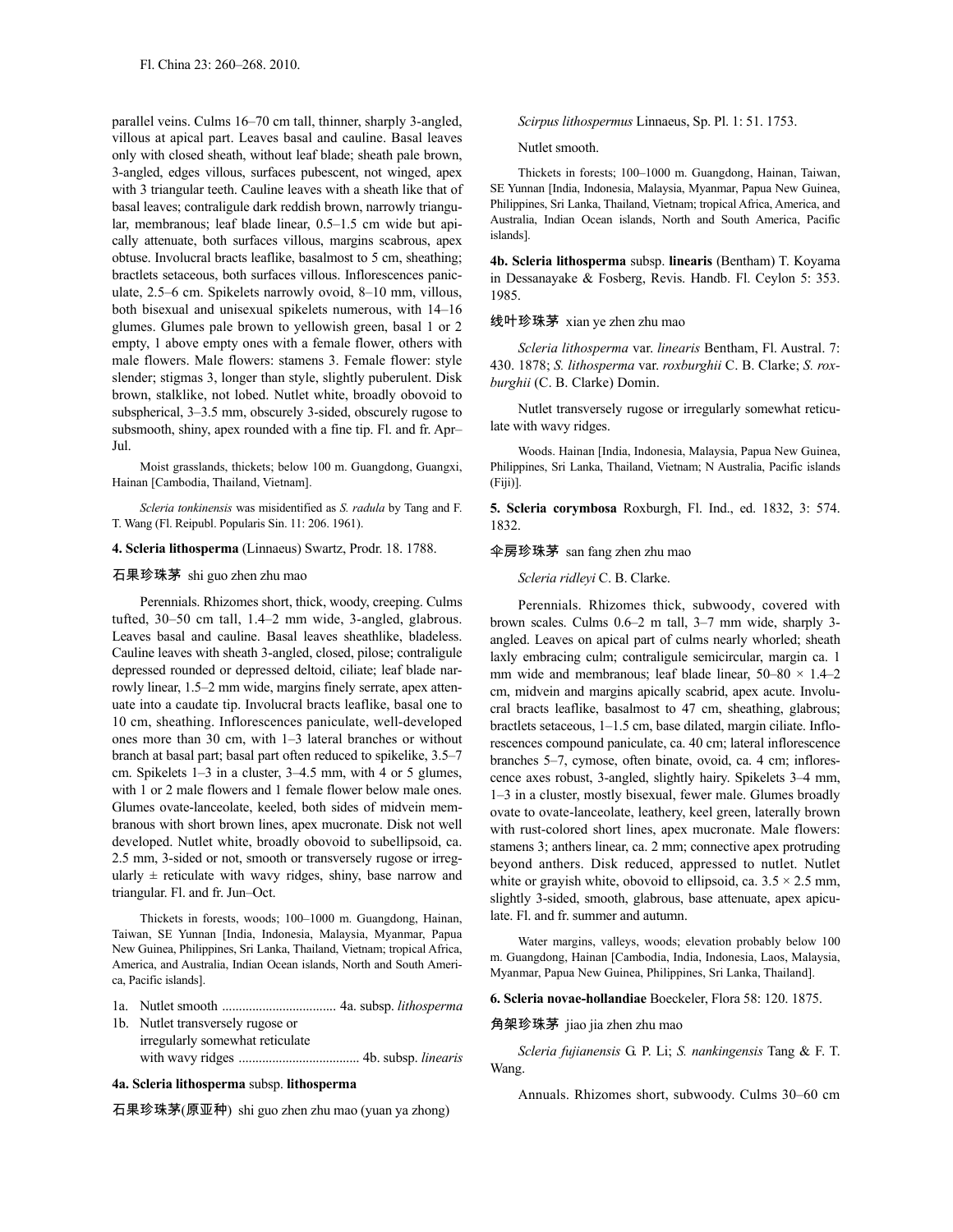parallel veins. Culms 16–70 cm tall, thinner, sharply 3-angled, villous at apical part. Leaves basal and cauline. Basal leaves only with closed sheath, without leaf blade; sheath pale brown, 3-angled, edges villous, surfaces pubescent, not winged, apex with 3 triangular teeth. Cauline leaves with a sheath like that of basal leaves; contraligule dark reddish brown, narrowly triangular, membranous; leaf blade linear, 0.5–1.5 cm wide but apically attenuate, both surfaces villous, margins scabrous, apex obtuse. Involucral bracts leaflike, basalmost to 5 cm, sheathing; bractlets setaceous, both surfaces villous. Inflorescences paniculate, 2.5–6 cm. Spikelets narrowly ovoid, 8–10 mm, villous, both bisexual and unisexual spikelets numerous, with 14–16 glumes. Glumes pale brown to yellowish green, basal 1 or 2 empty, 1 above empty ones with a female flower, others with male flowers. Male flowers: stamens 3. Female flower: style slender; stigmas 3, longer than style, slightly puberulent. Disk brown, stalklike, not lobed. Nutlet white, broadly obovoid to subspherical, 3–3.5 mm, obscurely 3-sided, obscurely rugose to subsmooth, shiny, apex rounded with a fine tip. Fl. and fr. Apr–Jul.

Moist grasslands, thickets; below 100 m. Guangdong, Guangxi, Hainan [Cambodia, Thailand, Vietnam].

*Scleria tonkinensis* was misidentified as *S. radula* by Tang and F. T. Wang (Fl. Reipubl. Popularis Sin. 11: 206. 1961).

**4. Scleria lithosperma** (Linnaeus) Swartz, Prodr. 18. 1788.

石果珍珠茅 shi guo zhen zhu mao

Perennials. Rhizomes short, thick, woody, creeping. Culms tufted, 30–50 cm tall, 1.4–2 mm wide, 3-angled, glabrous. Leaves basal and cauline. Basal leaves sheathlike, bladeless. Cauline leaves with sheath 3-angled, closed, pilose; contraligule depressed rounded or depressed deltoid, ciliate; leaf blade narrowly linear, 1.5–2 mm wide, margins finely serrate, apex attenuate into a caudate tip. Involucral bracts leaflike, basal one to 10 cm, sheathing. Inflorescences paniculate, well-developed ones more than 30 cm, with 1–3 lateral branches or without branch at basal part; basal part often reduced to spikelike, 3.5–7 cm. Spikelets 1–3 in a cluster, 3–4.5 mm, with 4 or 5 glumes, with 1 or 2 male flowers and 1 female flower below male ones. Glumes ovate-lanceolate, keeled, both sides of midvein membranous with short brown lines, apex mucronate. Disk not well developed. Nutlet white, broadly obovoid to subellipsoid, ca. 2.5 mm, 3-sided or not, smooth or transversely rugose or irregularly ± reticulate with wavy ridges, shiny, base narrow and triangular. Fl. and fr. Jun–Oct.

Thickets in forests, woods; 100–1000 m. Guangdong, Hainan, Taiwan, SE Yunnan [India, Indonesia, Malaysia, Myanmar, Papua New Guinea, Philippines, Sri Lanka, Thailand, Vietnam; tropical Africa, America, and Australia, Indian Ocean islands, North and South America, Pacific islands].

1a. Nutlet smooth ................................. 4a. subsp. *lithosperma*
1b. Nutlet transversely rugose or irregularly somewhat reticulate with wavy ridges .................................... 4b. subsp. *linearis*

**4a. Scleria lithosperma** subsp. **lithosperma**

石果珍珠茅(原亚种) shi guo zhen zhu mao (yuan ya zhong)

*Scirpus lithospermus* Linnaeus, Sp. Pl. 1: 51. 1753.

Nutlet smooth.

Thickets in forests; 100–1000 m. Guangdong, Hainan, Taiwan, SE Yunnan [India, Indonesia, Malaysia, Myanmar, Papua New Guinea, Philippines, Sri Lanka, Thailand, Vietnam; tropical Africa, America, and Australia, Indian Ocean islands, North and South America, Pacific islands].

**4b. Scleria lithosperma** subsp. **linearis** (Bentham) T. Koyama in Dessanayake & Fosberg, Revis. Handb. Fl. Ceylon 5: 353. 1985.

线叶珍珠茅 xian ye zhen zhu mao

*Scleria lithosperma* var. *linearis* Bentham, Fl. Austral. 7: 430. 1878; *S. lithosperma* var. *roxburghii* C. B. Clarke; *S. roxburghii* (C. B. Clarke) Domin.

Nutlet transversely rugose or irregularly somewhat reticulate with wavy ridges.

Woods. Hainan [India, Indonesia, Malaysia, Papua New Guinea, Philippines, Sri Lanka, Thailand, Vietnam; N Australia, Pacific islands (Fiji)].

**5. Scleria corymbosa** Roxburgh, Fl. Ind., ed. 1832, 3: 574. 1832.

伞房珍珠茅 san fang zhen zhu mao

*Scleria ridleyi* C. B. Clarke.

Perennials. Rhizomes thick, subwoody, covered with brown scales. Culms 0.6–2 m tall, 3–7 mm wide, sharply 3-angled. Leaves on apical part of culms nearly whorled; sheath laxly embracing culm; contraligule semicircular, margin ca. 1 mm wide and membranous; leaf blade linear, 50–80 × 1.4–2 cm, midvein and margins apically scabrid, apex acute. Involucral bracts leaflike, basalmost to 47 cm, sheathing, glabrous; bractlets setaceous, 1–1.5 cm, base dilated, margin ciliate. Inflorescences compound paniculate, ca. 40 cm; lateral inflorescence branches 5–7, cymose, often binate, ovoid, ca. 4 cm; inflorescence axes robust, 3-angled, slightly hairy. Spikelets 3–4 mm, 1–3 in a cluster, mostly bisexual, fewer male. Glumes broadly ovate to ovate-lanceolate, leathery, keel green, laterally brown with rust-colored short lines, apex mucronate. Male flowers: stamens 3; anthers linear, ca. 2 mm; connective apex protruding beyond anthers. Disk reduced, appressed to nutlet. Nutlet white or grayish white, obovoid to ellipsoid, ca. 3.5 × 2.5 mm, slightly 3-sided, smooth, glabrous, base attenuate, apex apiculate. Fl. and fr. summer and autumn.

Water margins, valleys, woods; elevation probably below 100 m. Guangdong, Hainan [Cambodia, India, Indonesia, Laos, Malaysia, Myanmar, Papua New Guinea, Philippines, Sri Lanka, Thailand].

**6. Scleria novae-hollandiae** Boeckeler, Flora 58: 120. 1875.

角架珍珠茅 jiao jia zhen zhu mao

*Scleria fujianensis* G. P. Li; *S. nankingensis* Tang & F. T. Wang.

Annuals. Rhizomes short, subwoody. Culms 30–60 cm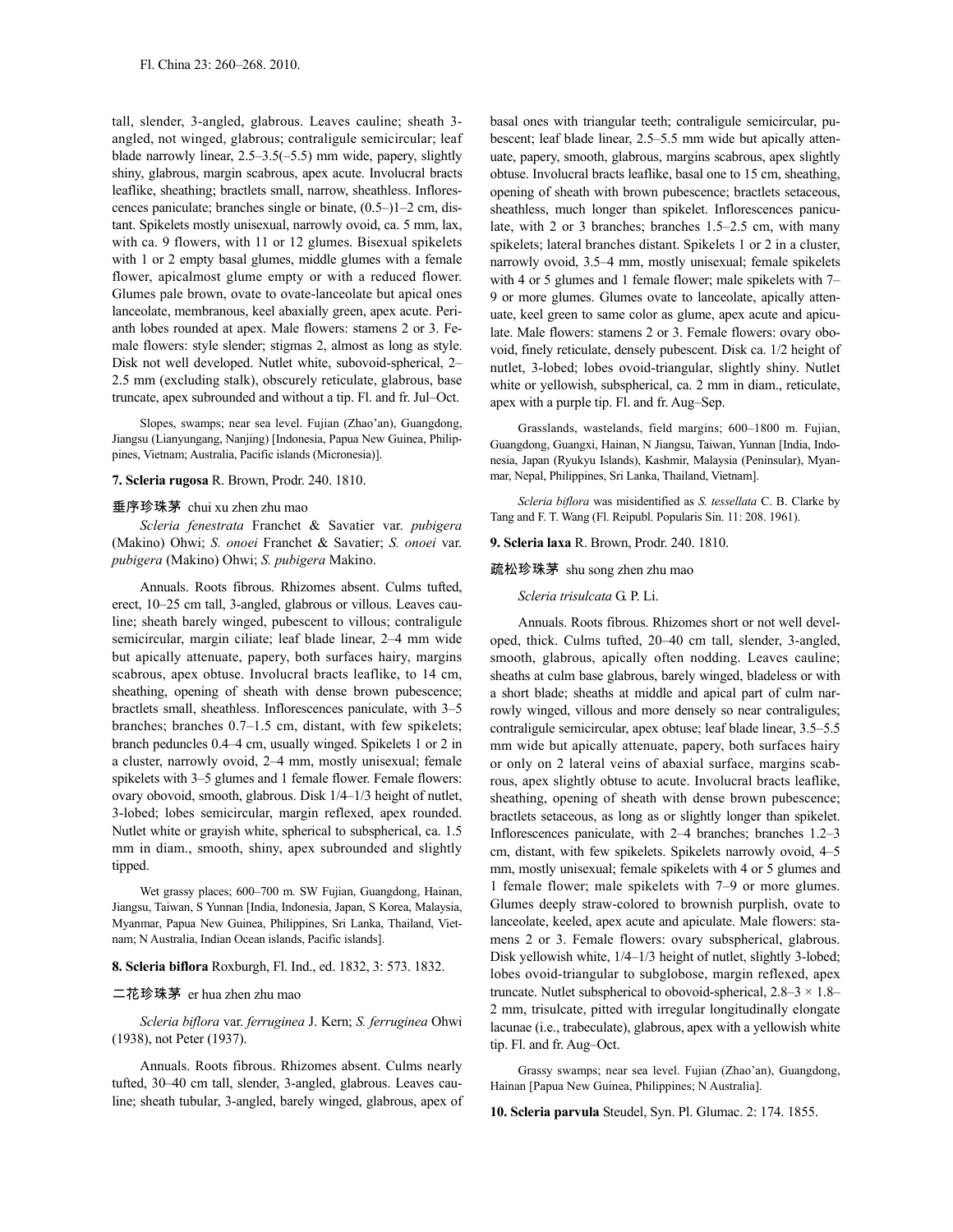tall, slender, 3-angled, glabrous. Leaves cauline; sheath 3-angled, not winged, glabrous; contraligule semicircular; leaf blade narrowly linear, 2.5–3.5(–5.5) mm wide, papery, slightly shiny, glabrous, margin scabrous, apex acute. Involucral bracts leaflike, sheathing; bractlets small, narrow, sheathless. Inflorescences paniculate; branches single or binate, (0.5–)1–2 cm, distant. Spikelets mostly unisexual, narrowly ovoid, ca. 5 mm, lax, with ca. 9 flowers, with 11 or 12 glumes. Bisexual spikelets with 1 or 2 empty basal glumes, middle glumes with a female flower, apicalmost glume empty or with a reduced flower. Glumes pale brown, ovate to ovate-lanceolate but apical ones lanceolate, membranous, keel abaxially green, apex acute. Perianth lobes rounded at apex. Male flowers: stamens 2 or 3. Female flowers: style slender; stigmas 2, almost as long as style. Disk not well developed. Nutlet white, subovoid-spherical, 2–2.5 mm (excluding stalk), obscurely reticulate, glabrous, base truncate, apex subrounded and without a tip. Fl. and fr. Jul–Oct.

Slopes, swamps; near sea level. Fujian (Zhao'an), Guangdong, Jiangsu (Lianyungang, Nanjing) [Indonesia, Papua New Guinea, Philippines, Vietnam; Australia, Pacific islands (Micronesia)].

**7. Scleria rugosa** R. Brown, Prodr. 240. 1810.

垂序珍珠茅 chui xu zhen zhu mao

*Scleria fenestrata* Franchet & Savatier var. *pubigera* (Makino) Ohwi; *S. onoei* Franchet & Savatier; *S. onoei* var. *pubigera* (Makino) Ohwi; *S. pubigera* Makino.

Annuals. Roots fibrous. Rhizomes absent. Culms tufted, erect, 10–25 cm tall, 3-angled, glabrous or villous. Leaves cauline; sheath barely winged, pubescent to villous; contraligule semicircular, margin ciliate; leaf blade linear, 2–4 mm wide but apically attenuate, papery, both surfaces hairy, margins scabrous, apex obtuse. Involucral bracts leaflike, to 14 cm, sheathing, opening of sheath with dense brown pubescence; bractlets small, sheathless. Inflorescences paniculate, with 3–5 branches; branches 0.7–1.5 cm, distant, with few spikelets; branch peduncles 0.4–4 cm, usually winged. Spikelets 1 or 2 in a cluster, narrowly ovoid, 2–4 mm, mostly unisexual; female spikelets with 3–5 glumes and 1 female flower. Female flowers: ovary obovoid, smooth, glabrous. Disk 1/4–1/3 height of nutlet, 3-lobed; lobes semicircular, margin reflexed, apex rounded. Nutlet white or grayish white, spherical to subspherical, ca. 1.5 mm in diam., smooth, shiny, apex subrounded and slightly tipped.

Wet grassy places; 600–700 m. SW Fujian, Guangdong, Hainan, Jiangsu, Taiwan, S Yunnan [India, Indonesia, Japan, S Korea, Malaysia, Myanmar, Papua New Guinea, Philippines, Sri Lanka, Thailand, Vietnam; N Australia, Indian Ocean islands, Pacific islands].

**8. Scleria biflora** Roxburgh, Fl. Ind., ed. 1832, 3: 573. 1832.

二花珍珠茅 er hua zhen zhu mao

*Scleria biflora* var. *ferruginea* J. Kern; *S. ferruginea* Ohwi (1938), not Peter (1937).

Annuals. Roots fibrous. Rhizomes absent. Culms nearly tufted, 30–40 cm tall, slender, 3-angled, glabrous. Leaves cauline; sheath tubular, 3-angled, barely winged, glabrous, apex of basal ones with triangular teeth; contraligule semicircular, pubescent; leaf blade linear, 2.5–5.5 mm wide but apically attenuate, papery, smooth, glabrous, margins scabrous, apex slightly obtuse. Involucral bracts leaflike, basal one to 15 cm, sheathing, opening of sheath with brown pubescence; bractlets setaceous, sheathless, much longer than spikelet. Inflorescences paniculate, with 2 or 3 branches; branches 1.5–2.5 cm, with many spikelets; lateral branches distant. Spikelets 1 or 2 in a cluster, narrowly ovoid, 3.5–4 mm, mostly unisexual; female spikelets with 4 or 5 glumes and 1 female flower; male spikelets with 7–9 or more glumes. Glumes ovate to lanceolate, apically attenuate, keel green to same color as glume, apex acute and apiculate. Male flowers: stamens 2 or 3. Female flowers: ovary obovoid, finely reticulate, densely pubescent. Disk ca. 1/2 height of nutlet, 3-lobed; lobes ovoid-triangular, slightly shiny. Nutlet white or yellowish, subspherical, ca. 2 mm in diam., reticulate, apex with a purple tip. Fl. and fr. Aug–Sep.

Grasslands, wastelands, field margins; 600–1800 m. Fujian, Guangdong, Guangxi, Hainan, N Jiangsu, Taiwan, Yunnan [India, Indonesia, Japan (Ryukyu Islands), Kashmir, Malaysia (Peninsular), Myanmar, Nepal, Philippines, Sri Lanka, Thailand, Vietnam].

*Scleria biflora* was misidentified as *S. tessellata* C. B. Clarke by Tang and F. T. Wang (Fl. Reipubl. Popularis Sin. 11: 208. 1961).

**9. Scleria laxa** R. Brown, Prodr. 240. 1810.

疏松珍珠茅 shu song zhen zhu mao

*Scleria trisulcata* G. P. Li.

Annuals. Roots fibrous. Rhizomes short or not well developed, thick. Culms tufted, 20–40 cm tall, slender, 3-angled, smooth, glabrous, apically often nodding. Leaves cauline; sheaths at culm base glabrous, barely winged, bladeless or with a short blade; sheaths at middle and apical part of culm narrowly winged, villous and more densely so near contraligules; contraligule semicircular, apex obtuse; leaf blade linear, 3.5–5.5 mm wide but apically attenuate, papery, both surfaces hairy or only on 2 lateral veins of abaxial surface, margins scabrous, apex slightly obtuse to acute. Involucral bracts leaflike, sheathing, opening of sheath with dense brown pubescence; bractlets setaceous, as long as or slightly longer than spikelet. Inflorescences paniculate, with 2–4 branches; branches 1.2–3 cm, distant, with few spikelets. Spikelets narrowly ovoid, 4–5 mm, mostly unisexual; female spikelets with 4 or 5 glumes and 1 female flower; male spikelets with 7–9 or more glumes. Glumes deeply straw-colored to brownish purplish, ovate to lanceolate, keeled, apex acute and apiculate. Male flowers: stamens 2 or 3. Female flowers: ovary subspherical, glabrous. Disk yellowish white, 1/4–1/3 height of nutlet, slightly 3-lobed; lobes ovoid-triangular to subglobose, margin reflexed, apex truncate. Nutlet subspherical to obovoid-spherical, 2.8–3 × 1.8–2 mm, trisulcate, pitted with irregular longitudinally elongate lacunae (i.e., trabeculate), glabrous, apex with a yellowish white tip. Fl. and fr. Aug–Oct.

Grassy swamps; near sea level. Fujian (Zhao'an), Guangdong, Hainan [Papua New Guinea, Philippines; N Australia].

**10. Scleria parvula** Steudel, Syn. Pl. Glumac. 2: 174. 1855.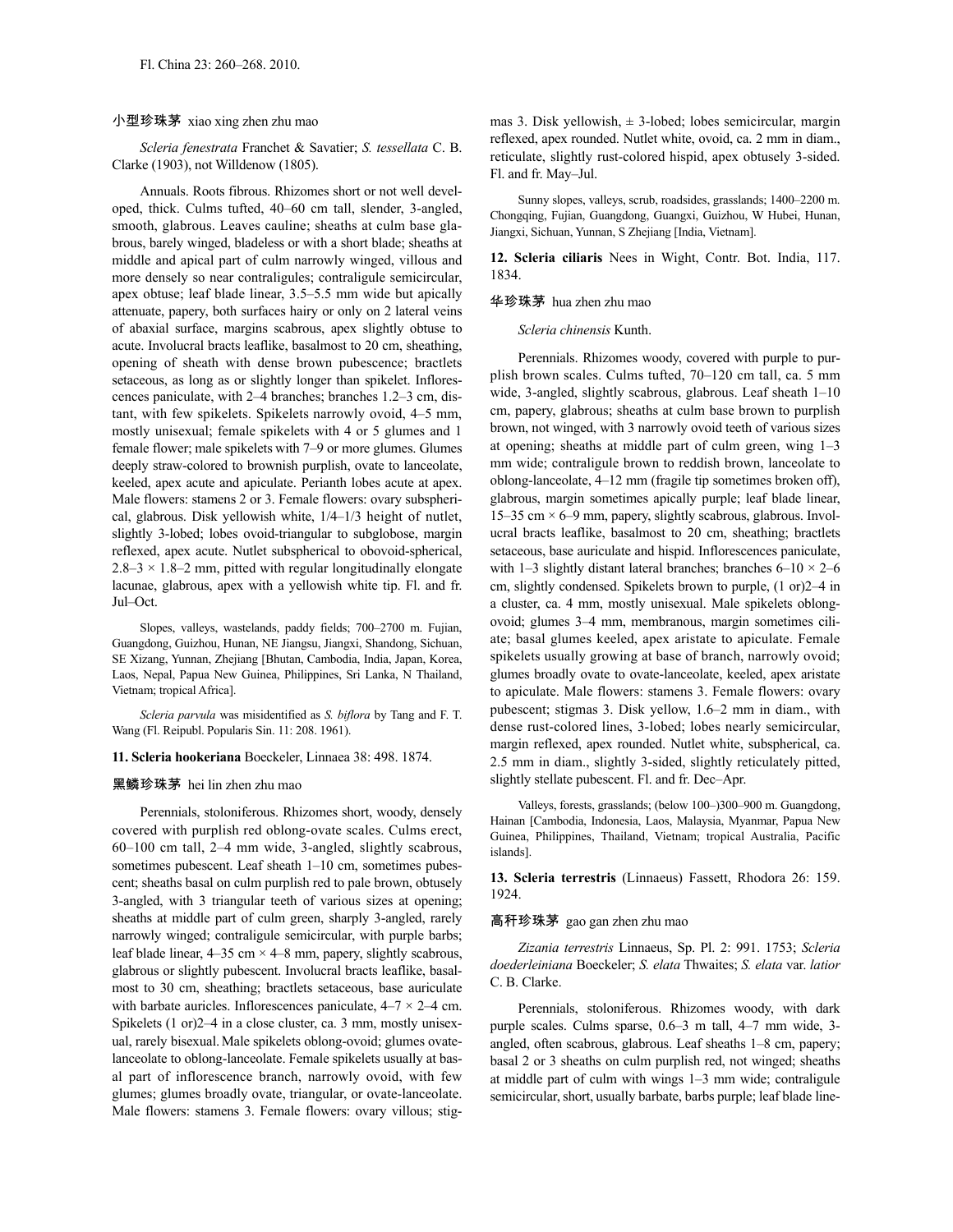小型珍珠茅 xiao xing zhen zhu mao

*Scleria fenestrata* Franchet & Savatier; *S. tessellata* C. B. Clarke (1903), not Willdenow (1805).

Annuals. Roots fibrous. Rhizomes short or not well developed, thick. Culms tufted, 40–60 cm tall, slender, 3-angled, smooth, glabrous. Leaves cauline; sheaths at culm base glabrous, barely winged, bladeless or with a short blade; sheaths at middle and apical part of culm narrowly winged, villous and more densely so near contraligules; contraligule semicircular, apex obtuse; leaf blade linear, 3.5–5.5 mm wide but apically attenuate, papery, both surfaces hairy or only on 2 lateral veins of abaxial surface, margins scabrous, apex slightly obtuse to acute. Involucral bracts leaflike, basalmost to 20 cm, sheathing, opening of sheath with dense brown pubescence; bractlets setaceous, as long as or slightly longer than spikelet. Inflorescences paniculate, with 2–4 branches; branches 1.2–3 cm, distant, with few spikelets. Spikelets narrowly ovoid, 4–5 mm, mostly unisexual; female spikelets with 4 or 5 glumes and 1 female flower; male spikelets with 7–9 or more glumes. Glumes deeply straw-colored to brownish purplish, ovate to lanceolate, keeled, apex acute and apiculate. Perianth lobes acute at apex. Male flowers: stamens 2 or 3. Female flowers: ovary subspherical, glabrous. Disk yellowish white, 1/4–1/3 height of nutlet, slightly 3-lobed; lobes ovoid-triangular to subglobose, margin reflexed, apex acute. Nutlet subspherical to obovoid-spherical, 2.8–3 × 1.8–2 mm, pitted with regular longitudinally elongate lacunae, glabrous, apex with a yellowish white tip. Fl. and fr. Jul–Oct.

Slopes, valleys, wastelands, paddy fields; 700–2700 m. Fujian, Guangdong, Guizhou, Hunan, NE Jiangsu, Jiangxi, Shandong, Sichuan, SE Xizang, Yunnan, Zhejiang [Bhutan, Cambodia, India, Japan, Korea, Laos, Nepal, Papua New Guinea, Philippines, Sri Lanka, N Thailand, Vietnam; tropical Africa].

*Scleria parvula* was misidentified as *S. biflora* by Tang and F. T. Wang (Fl. Reipubl. Popularis Sin. 11: 208. 1961).

**11. Scleria hookeriana** Boeckeler, Linnaea 38: 498. 1874.

黑鳞珍珠茅 hei lin zhen zhu mao

Perennials, stoloniferous. Rhizomes short, woody, densely covered with purplish red oblong-ovate scales. Culms erect, 60–100 cm tall, 2–4 mm wide, 3-angled, slightly scabrous, sometimes pubescent. Leaf sheath 1–10 cm, sometimes pubescent; sheaths basal on culm purplish red to pale brown, obtusely 3-angled, with 3 triangular teeth of various sizes at opening; sheaths at middle part of culm green, sharply 3-angled, rarely narrowly winged; contraligule semicircular, with purple barbs; leaf blade linear, 4–35 cm × 4–8 mm, papery, slightly scabrous, glabrous or slightly pubescent. Involucral bracts leaflike, basalmost to 30 cm, sheathing; bractlets setaceous, base auriculate with barbate auricles. Inflorescences paniculate, 4–7 × 2–4 cm. Spikelets (1 or)2–4 in a close cluster, ca. 3 mm, mostly unisexual, rarely bisexual. Male spikelets oblong-ovoid; glumes ovate-lanceolate to oblong-lanceolate. Female spikelets usually at basal part of inflorescence branch, narrowly ovoid, with few glumes; glumes broadly ovate, triangular, or ovate-lanceolate. Male flowers: stamens 3. Female flowers: ovary villous; stigmas 3. Disk yellowish, ± 3-lobed; lobes semicircular, margin reflexed, apex rounded. Nutlet white, ovoid, ca. 2 mm in diam., reticulate, slightly rust-colored hispid, apex obtusely 3-sided. Fl. and fr. May–Jul.

Sunny slopes, valleys, scrub, roadsides, grasslands; 1400–2200 m. Chongqing, Fujian, Guangdong, Guangxi, Guizhou, W Hubei, Hunan, Jiangxi, Sichuan, Yunnan, S Zhejiang [India, Vietnam].

**12. Scleria ciliaris** Nees in Wight, Contr. Bot. India, 117. 1834.

华珍珠茅 hua zhen zhu mao

*Scleria chinensis* Kunth.

Perennials. Rhizomes woody, covered with purple to purplish brown scales. Culms tufted, 70–120 cm tall, ca. 5 mm wide, 3-angled, slightly scabrous, glabrous. Leaf sheath 1–10 cm, papery, glabrous; sheaths at culm base brown to purplish brown, not winged, with 3 narrowly ovoid teeth of various sizes at opening; sheaths at middle part of culm green, wing 1–3 mm wide; contraligule brown to reddish brown, lanceolate to oblong-lanceolate, 4–12 mm (fragile tip sometimes broken off), glabrous, margin sometimes apically purple; leaf blade linear, 15–35 cm × 6–9 mm, papery, slightly scabrous, glabrous. Involucral bracts leaflike, basalmost to 20 cm, sheathing; bractlets setaceous, base auriculate and hispid. Inflorescences paniculate, with 1–3 slightly distant lateral branches; branches 6–10 × 2–6 cm, slightly condensed. Spikelets brown to purple, (1 or)2–4 in a cluster, ca. 4 mm, mostly unisexual. Male spikelets oblong-ovoid; glumes 3–4 mm, membranous, margin sometimes ciliate; basal glumes keeled, apex aristate to apiculate. Female spikelets usually growing at base of branch, narrowly ovoid; glumes broadly ovate to ovate-lanceolate, keeled, apex aristate to apiculate. Male flowers: stamens 3. Female flowers: ovary pubescent; stigmas 3. Disk yellow, 1.6–2 mm in diam., with dense rust-colored lines, 3-lobed; lobes nearly semicircular, margin reflexed, apex rounded. Nutlet white, subspherical, ca. 2.5 mm in diam., slightly 3-sided, slightly reticulately pitted, slightly stellate pubescent. Fl. and fr. Dec–Apr.

Valleys, forests, grasslands; (below 100–)300–900 m. Guangdong, Hainan [Cambodia, Indonesia, Laos, Malaysia, Myanmar, Papua New Guinea, Philippines, Thailand, Vietnam; tropical Australia, Pacific islands].

**13. Scleria terrestris** (Linnaeus) Fassett, Rhodora 26: 159. 1924.

高秆珍珠茅 gao gan zhen zhu mao

*Zizania terrestris* Linnaeus, Sp. Pl. 2: 991. 1753; *Scleria doederleiniana* Boeckeler; *S. elata* Thwaites; *S. elata* var. *latior* C. B. Clarke.

Perennials, stoloniferous. Rhizomes woody, with dark purple scales. Culms sparse, 0.6–3 m tall, 4–7 mm wide, 3-angled, often scabrous, glabrous. Leaf sheaths 1–8 cm, papery; basal 2 or 3 sheaths on culm purplish red, not winged; sheaths at middle part of culm with wings 1–3 mm wide; contraligule semicircular, short, usually barbate, barbs purple; leaf blade line-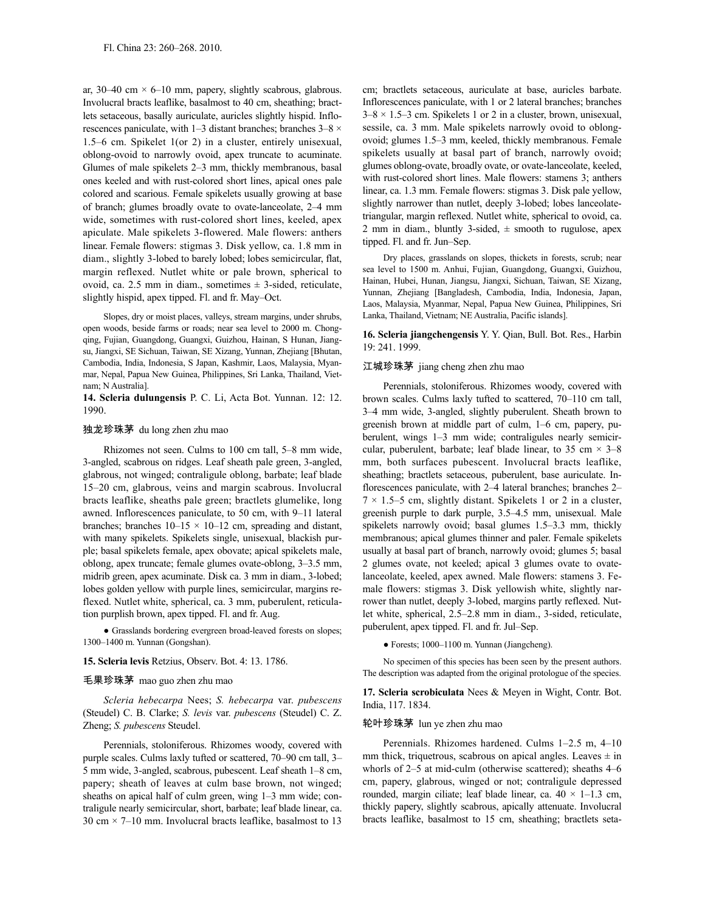ar, 30–40 cm × 6–10 mm, papery, slightly scabrous, glabrous. Involucral bracts leaflike, basalmost to 40 cm, sheathing; bractlets setaceous, basally auriculate, auricles slightly hispid. Inflorescences paniculate, with 1–3 distant branches; branches 3–8 × 1.5–6 cm. Spikelet 1(or 2) in a cluster, entirely unisexual, oblong-ovoid to narrowly ovoid, apex truncate to acuminate. Glumes of male spikelets 2–3 mm, thickly membranous, basal ones keeled and with rust-colored short lines, apical ones pale colored and scarious. Female spikelets usually growing at base of branch; glumes broadly ovate to ovate-lanceolate, 2–4 mm wide, sometimes with rust-colored short lines, keeled, apex apiculate. Male spikelets 3-flowered. Male flowers: anthers linear. Female flowers: stigmas 3. Disk yellow, ca. 1.8 mm in diam., slightly 3-lobed to barely lobed; lobes semicircular, flat, margin reflexed. Nutlet white or pale brown, spherical to ovoid, ca. 2.5 mm in diam., sometimes ± 3-sided, reticulate, slightly hispid, apex tipped. Fl. and fr. May–Oct.

Slopes, dry or moist places, valleys, stream margins, under shrubs, open woods, beside farms or roads; near sea level to 2000 m. Chongqing, Fujian, Guangdong, Guangxi, Guizhou, Hainan, S Hunan, Jiangsu, Jiangxi, SE Sichuan, Taiwan, SE Xizang, Yunnan, Zhejiang [Bhutan, Cambodia, India, Indonesia, S Japan, Kashmir, Laos, Malaysia, Myanmar, Nepal, Papua New Guinea, Philippines, Sri Lanka, Thailand, Vietnam; N Australia].

**14. Scleria dulungensis** P. C. Li, Acta Bot. Yunnan. 12: 12. 1990.

独龙珍珠茅 du long zhen zhu mao

Rhizomes not seen. Culms to 100 cm tall, 5–8 mm wide, 3-angled, scabrous on ridges. Leaf sheath pale green, 3-angled, glabrous, not winged; contraligule oblong, barbate; leaf blade 15–20 cm, glabrous, veins and margin scabrous. Involucral bracts leaflike, sheaths pale green; bractlets glumelike, long awned. Inflorescences paniculate, to 50 cm, with 9–11 lateral branches; branches 10–15 × 10–12 cm, spreading and distant, with many spikelets. Spikelets single, unisexual, blackish purple; basal spikelets female, apex obovate; apical spikelets male, oblong, apex truncate; female glumes ovate-oblong, 3–3.5 mm, midrib green, apex acuminate. Disk ca. 3 mm in diam., 3-lobed; lobes golden yellow with purple lines, semicircular, margins reflexed. Nutlet white, spherical, ca. 3 mm, puberulent, reticulation purplish brown, apex tipped. Fl. and fr. Aug.

● Grasslands bordering evergreen broad-leaved forests on slopes; 1300–1400 m. Yunnan (Gongshan).

**15. Scleria levis** Retzius, Observ. Bot. 4: 13. 1786.

毛果珍珠茅 mao guo zhen zhu mao

*Scleria hebecarpa* Nees; *S. hebecarpa* var. *pubescens* (Steudel) C. B. Clarke; *S. levis* var. *pubescens* (Steudel) C. Z. Zheng; *S. pubescens* Steudel.

Perennials, stoloniferous. Rhizomes woody, covered with purple scales. Culms laxly tufted or scattered, 70–90 cm tall, 3–5 mm wide, 3-angled, scabrous, pubescent. Leaf sheath 1–8 cm, papery; sheath of leaves at culm base brown, not winged; sheaths on apical half of culm green, wing 1–3 mm wide; contraligule nearly semicircular, short, barbate; leaf blade linear, ca. 30 cm × 7–10 mm. Involucral bracts leaflike, basalmost to 13 cm; bractlets setaceous, auriculate at base, auricles barbate. Inflorescences paniculate, with 1 or 2 lateral branches; branches 3–8 × 1.5–3 cm. Spikelets 1 or 2 in a cluster, brown, unisexual, sessile, ca. 3 mm. Male spikelets narrowly ovoid to oblong-ovoid; glumes 1.5–3 mm, keeled, thickly membranous. Female spikelets usually at basal part of branch, narrowly ovoid; glumes oblong-ovate, broadly ovate, or ovate-lanceolate, keeled, with rust-colored short lines. Male flowers: stamens 3; anthers linear, ca. 1.3 mm. Female flowers: stigmas 3. Disk pale yellow, slightly narrower than nutlet, deeply 3-lobed; lobes lanceolate-triangular, margin reflexed. Nutlet white, spherical to ovoid, ca. 2 mm in diam., bluntly 3-sided, ± smooth to rugulose, apex tipped. Fl. and fr. Jun–Sep.

Dry places, grasslands on slopes, thickets in forests, scrub; near sea level to 1500 m. Anhui, Fujian, Guangdong, Guangxi, Guizhou, Hainan, Hubei, Hunan, Jiangsu, Jiangxi, Sichuan, Taiwan, SE Xizang, Yunnan, Zhejiang [Bangladesh, Cambodia, India, Indonesia, Japan, Laos, Malaysia, Myanmar, Nepal, Papua New Guinea, Philippines, Sri Lanka, Thailand, Vietnam; NE Australia, Pacific islands].

**16. Scleria jiangchengensis** Y. Y. Qian, Bull. Bot. Res., Harbin 19: 241. 1999.

江城珍珠茅 jiang cheng zhen zhu mao

Perennials, stoloniferous. Rhizomes woody, covered with brown scales. Culms laxly tufted to scattered, 70–110 cm tall, 3–4 mm wide, 3-angled, slightly puberulent. Sheath brown to greenish brown at middle part of culm, 1–6 cm, papery, puberulent, wings 1–3 mm wide; contraligules nearly semicircular, puberulent, barbate; leaf blade linear, to 35 cm × 3–8 mm, both surfaces pubescent. Involucral bracts leaflike, sheathing; bractlets setaceous, puberulent, base auriculate. Inflorescences paniculate, with 2–4 lateral branches; branches 2–7 × 1.5–5 cm, slightly distant. Spikelets 1 or 2 in a cluster, greenish purple to dark purple, 3.5–4.5 mm, unisexual. Male spikelets narrowly ovoid; basal glumes 1.5–3.3 mm, thickly membranous; apical glumes thinner and paler. Female spikelets usually at basal part of branch, narrowly ovoid; glumes 5; basal 2 glumes ovate, not keeled; apical 3 glumes ovate to ovate-lanceolate, keeled, apex awned. Male flowers: stamens 3. Female flowers: stigmas 3. Disk yellowish white, slightly narrower than nutlet, deeply 3-lobed, margins partly reflexed. Nutlet white, spherical, 2.5–2.8 mm in diam., 3-sided, reticulate, puberulent, apex tipped. Fl. and fr. Jul–Sep.

● Forests; 1000–1100 m. Yunnan (Jiangcheng).

No specimen of this species has been seen by the present authors. The description was adapted from the original protologue of the species.

**17. Scleria scrobiculata** Nees & Meyen in Wight, Contr. Bot. India, 117. 1834.

轮叶珍珠茅 lun ye zhen zhu mao

Perennials. Rhizomes hardened. Culms 1–2.5 m, 4–10 mm thick, triquetrous, scabrous on apical angles. Leaves ± in whorls of 2–5 at mid-culm (otherwise scattered); sheaths 4–6 cm, papery, glabrous, winged or not; contraligule depressed rounded, margin ciliate; leaf blade linear, ca. 40 × 1–1.3 cm, thickly papery, slightly scabrous, apically attenuate. Involucral bracts leaflike, basalmost to 15 cm, sheathing; bractlets seta-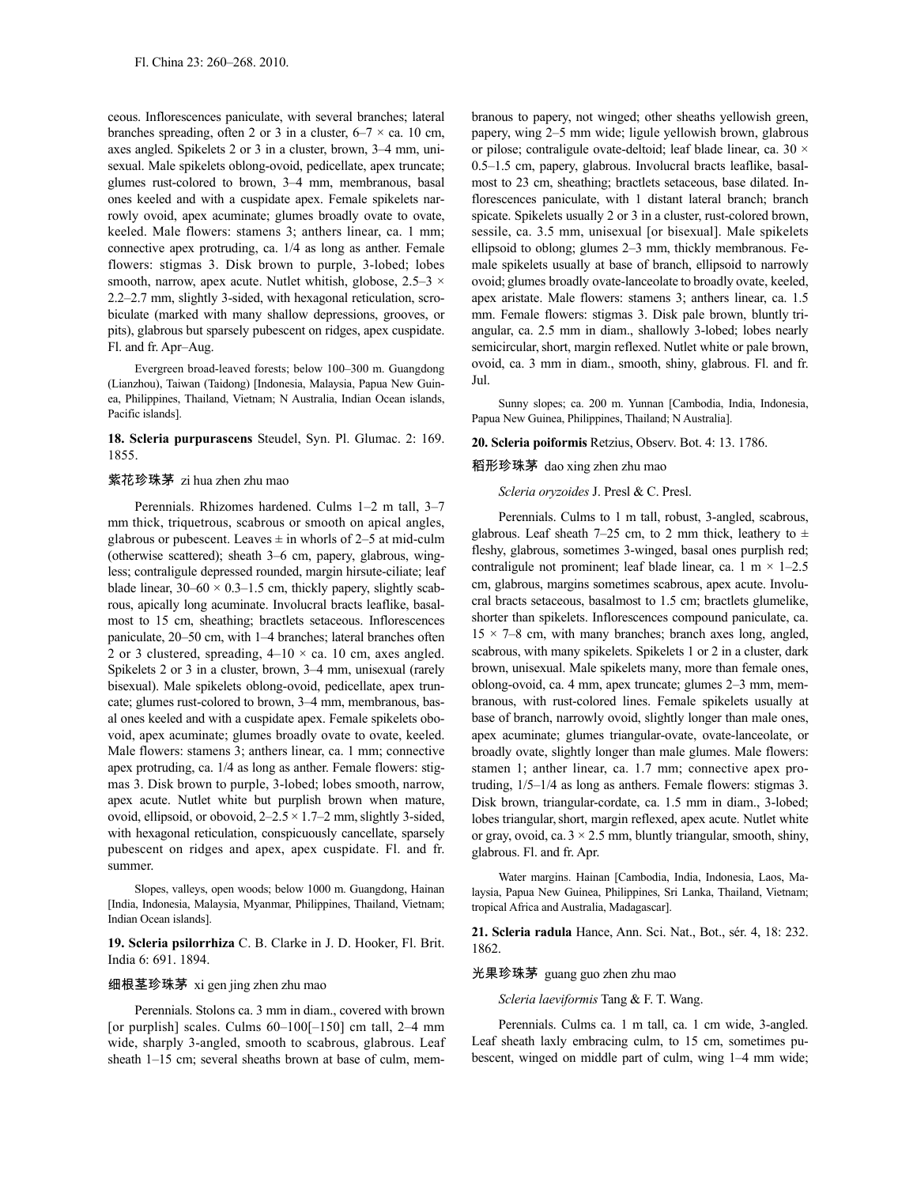ceous. Inflorescences paniculate, with several branches; lateral branches spreading, often 2 or 3 in a cluster, 6–7 × ca. 10 cm, axes angled. Spikelets 2 or 3 in a cluster, brown, 3–4 mm, unisexual. Male spikelets oblong-ovoid, pedicellate, apex truncate; glumes rust-colored to brown, 3–4 mm, membranous, basal ones keeled and with a cuspidate apex. Female spikelets narrowly ovoid, apex acuminate; glumes broadly ovate to ovate, keeled. Male flowers: stamens 3; anthers linear, ca. 1 mm; connective apex protruding, ca. 1/4 as long as anther. Female flowers: stigmas 3. Disk brown to purple, 3-lobed; lobes smooth, narrow, apex acute. Nutlet whitish, globose, 2.5–3 × 2.2–2.7 mm, slightly 3-sided, with hexagonal reticulation, scrobiculate (marked with many shallow depressions, grooves, or pits), glabrous but sparsely pubescent on ridges, apex cuspidate. Fl. and fr. Apr–Aug.

Evergreen broad-leaved forests; below 100–300 m. Guangdong (Lianzhou), Taiwan (Taidong) [Indonesia, Malaysia, Papua New Guinea, Philippines, Thailand, Vietnam; N Australia, Indian Ocean islands, Pacific islands].

**18. Scleria purpurascens** Steudel, Syn. Pl. Glumac. 2: 169. 1855.

紫花珍珠茅 zi hua zhen zhu mao

Perennials. Rhizomes hardened. Culms 1–2 m tall, 3–7 mm thick, triquetrous, scabrous or smooth on apical angles, glabrous or pubescent. Leaves ± in whorls of 2–5 at mid-culm (otherwise scattered); sheath 3–6 cm, papery, glabrous, wingless; contraligule depressed rounded, margin hirsute-ciliate; leaf blade linear, 30–60 × 0.3–1.5 cm, thickly papery, slightly scabrous, apically long acuminate. Involucral bracts leaflike, basalmost to 15 cm, sheathing; bractlets setaceous. Inflorescences paniculate, 20–50 cm, with 1–4 branches; lateral branches often 2 or 3 clustered, spreading, 4–10 × ca. 10 cm, axes angled. Spikelets 2 or 3 in a cluster, brown, 3–4 mm, unisexual (rarely bisexual). Male spikelets oblong-ovoid, pedicellate, apex truncate; glumes rust-colored to brown, 3–4 mm, membranous, basal ones keeled and with a cuspidate apex. Female spikelets obovoid, apex acuminate; glumes broadly ovate to ovate, keeled. Male flowers: stamens 3; anthers linear, ca. 1 mm; connective apex protruding, ca. 1/4 as long as anther. Female flowers: stigmas 3. Disk brown to purple, 3-lobed; lobes smooth, narrow, apex acute. Nutlet white but purplish brown when mature, ovoid, ellipsoid, or obovoid, 2–2.5 × 1.7–2 mm, slightly 3-sided, with hexagonal reticulation, conspicuously cancellate, sparsely pubescent on ridges and apex, apex cuspidate. Fl. and fr. summer.

Slopes, valleys, open woods; below 1000 m. Guangdong, Hainan [India, Indonesia, Malaysia, Myanmar, Philippines, Thailand, Vietnam; Indian Ocean islands].

**19. Scleria psilorrhiza** C. B. Clarke in J. D. Hooker, Fl. Brit. India 6: 691. 1894.

细根茎珍珠茅 xi gen jing zhen zhu mao

Perennials. Stolons ca. 3 mm in diam., covered with brown [or purplish] scales. Culms 60–100[–150] cm tall, 2–4 mm wide, sharply 3-angled, smooth to scabrous, glabrous. Leaf sheath 1–15 cm; several sheaths brown at base of culm, membranous to papery, not winged; other sheaths yellowish green, papery, wing 2–5 mm wide; ligule yellowish brown, glabrous or pilose; contraligule ovate-deltoid; leaf blade linear, ca. 30 × 0.5–1.5 cm, papery, glabrous. Involucral bracts leaflike, basalmost to 23 cm, sheathing; bractlets setaceous, base dilated. Inflorescences paniculate, with 1 distant lateral branch; branch spicate. Spikelets usually 2 or 3 in a cluster, rust-colored brown, sessile, ca. 3.5 mm, unisexual [or bisexual]. Male spikelets ellipsoid to oblong; glumes 2–3 mm, thickly membranous. Female spikelets usually at base of branch, ellipsoid to narrowly ovoid; glumes broadly ovate-lanceolate to broadly ovate, keeled, apex aristate. Male flowers: stamens 3; anthers linear, ca. 1.5 mm. Female flowers: stigmas 3. Disk pale brown, bluntly triangular, ca. 2.5 mm in diam., shallowly 3-lobed; lobes nearly semicircular, short, margin reflexed. Nutlet white or pale brown, ovoid, ca. 3 mm in diam., smooth, shiny, glabrous. Fl. and fr. Jul.

Sunny slopes; ca. 200 m. Yunnan [Cambodia, India, Indonesia, Papua New Guinea, Philippines, Thailand; N Australia].

**20. Scleria poiformis** Retzius, Observ. Bot. 4: 13. 1786.

稻形珍珠茅 dao xing zhen zhu mao

*Scleria oryzoides* J. Presl & C. Presl.

Perennials. Culms to 1 m tall, robust, 3-angled, scabrous, glabrous. Leaf sheath 7–25 cm, to 2 mm thick, leathery to ± fleshy, glabrous, sometimes 3-winged, basal ones purplish red; contraligule not prominent; leaf blade linear, ca. 1 m × 1–2.5 cm, glabrous, margins sometimes scabrous, apex acute. Involucral bracts setaceous, basalmost to 1.5 cm; bractlets glumelike, shorter than spikelets. Inflorescences compound paniculate, ca. 15 × 7–8 cm, with many branches; branch axes long, angled, scabrous, with many spikelets. Spikelets 1 or 2 in a cluster, dark brown, unisexual. Male spikelets many, more than female ones, oblong-ovoid, ca. 4 mm, apex truncate; glumes 2–3 mm, membranous, with rust-colored lines. Female spikelets usually at base of branch, narrowly ovoid, slightly longer than male ones, apex acuminate; glumes triangular-ovate, ovate-lanceolate, or broadly ovate, slightly longer than male glumes. Male flowers: stamen 1; anther linear, ca. 1.7 mm; connective apex protruding, 1/5–1/4 as long as anthers. Female flowers: stigmas 3. Disk brown, triangular-cordate, ca. 1.5 mm in diam., 3-lobed; lobes triangular, short, margin reflexed, apex acute. Nutlet white or gray, ovoid, ca. 3 × 2.5 mm, bluntly triangular, smooth, shiny, glabrous. Fl. and fr. Apr.

Water margins. Hainan [Cambodia, India, Indonesia, Laos, Malaysia, Papua New Guinea, Philippines, Sri Lanka, Thailand, Vietnam; tropical Africa and Australia, Madagascar].

**21. Scleria radula** Hance, Ann. Sci. Nat., Bot., sér. 4, 18: 232. 1862.

光果珍珠茅 guang guo zhen zhu mao

*Scleria laeviformis* Tang & F. T. Wang.

Perennials. Culms ca. 1 m tall, ca. 1 cm wide, 3-angled. Leaf sheath laxly embracing culm, to 15 cm, sometimes pubescent, winged on middle part of culm, wing 1–4 mm wide;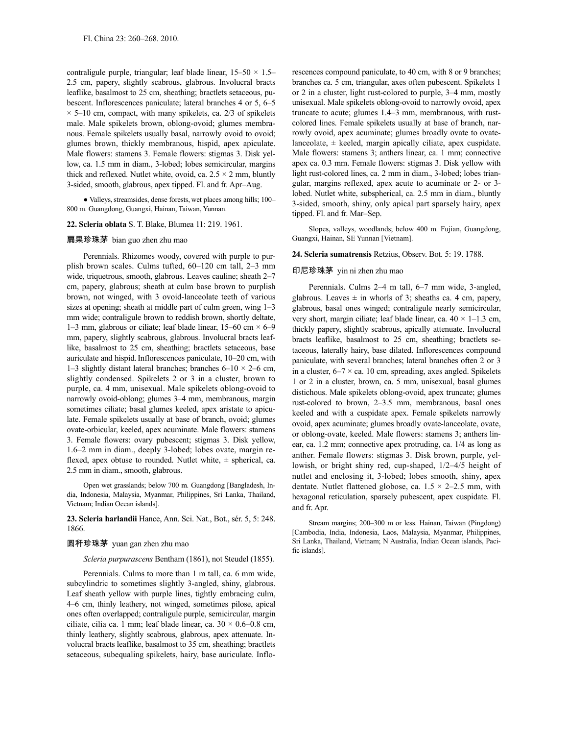contraligule purple, triangular; leaf blade linear, 15–50 × 1.5–2.5 cm, papery, slightly scabrous, glabrous. Involucral bracts leaflike, basalmost to 25 cm, sheathing; bractlets setaceous, pubescent. Inflorescences paniculate; lateral branches 4 or 5, 6–5 × 5–10 cm, compact, with many spikelets, ca. 2/3 of spikelets male. Male spikelets brown, oblong-ovoid; glumes membranous. Female spikelets usually basal, narrowly ovoid to ovoid; glumes brown, thickly membranous, hispid, apex apiculate. Male flowers: stamens 3. Female flowers: stigmas 3. Disk yellow, ca. 1.5 mm in diam., 3-lobed; lobes semicircular, margins thick and reflexed. Nutlet white, ovoid, ca. 2.5 × 2 mm, bluntly 3-sided, smooth, glabrous, apex tipped. Fl. and fr. Apr–Aug.

● Valleys, streamsides, dense forests, wet places among hills; 100–800 m. Guangdong, Guangxi, Hainan, Taiwan, Yunnan.

**22. Scleria oblata** S. T. Blake, Blumea 11: 219. 1961.

扁果珍珠茅 bian guo zhen zhu mao

Perennials. Rhizomes woody, covered with purple to purplish brown scales. Culms tufted, 60–120 cm tall, 2–3 mm wide, triquetrous, smooth, glabrous. Leaves cauline; sheath 2–7 cm, papery, glabrous; sheath at culm base brown to purplish brown, not winged, with 3 ovoid-lanceolate teeth of various sizes at opening; sheath at middle part of culm green, wing 1–3 mm wide; contraligule brown to reddish brown, shortly deltate, 1–3 mm, glabrous or ciliate; leaf blade linear, 15–60 cm × 6–9 mm, papery, slightly scabrous, glabrous. Involucral bracts leaflike, basalmost to 25 cm, sheathing; bractlets setaceous, base auriculate and hispid. Inflorescences paniculate, 10–20 cm, with 1–3 slightly distant lateral branches; branches 6–10 × 2–6 cm, slightly condensed. Spikelets 2 or 3 in a cluster, brown to purple, ca. 4 mm, unisexual. Male spikelets oblong-ovoid to narrowly ovoid-oblong; glumes 3–4 mm, membranous, margin sometimes ciliate; basal glumes keeled, apex aristate to apiculate. Female spikelets usually at base of branch, ovoid; glumes ovate-orbicular, keeled, apex acuminate. Male flowers: stamens 3. Female flowers: ovary pubescent; stigmas 3. Disk yellow, 1.6–2 mm in diam., deeply 3-lobed; lobes ovate, margin reflexed, apex obtuse to rounded. Nutlet white, ± spherical, ca. 2.5 mm in diam., smooth, glabrous.

Open wet grasslands; below 700 m. Guangdong [Bangladesh, India, Indonesia, Malaysia, Myanmar, Philippines, Sri Lanka, Thailand, Vietnam; Indian Ocean islands].

**23. Scleria harlandii** Hance, Ann. Sci. Nat., Bot., sér. 5, 5: 248. 1866.

圆秆珍珠茅 yuan gan zhen zhu mao

*Scleria purpurascens* Bentham (1861), not Steudel (1855).

Perennials. Culms to more than 1 m tall, ca. 6 mm wide, subcylindric to sometimes slightly 3-angled, shiny, glabrous. Leaf sheath yellow with purple lines, tightly embracing culm, 4–6 cm, thinly leathery, not winged, sometimes pilose, apical ones often overlapped; contraligule purple, semicircular, margin ciliate, cilia ca. 1 mm; leaf blade linear, ca. 30 × 0.6–0.8 cm, thinly leathery, slightly scabrous, glabrous, apex attenuate. Involucral bracts leaflike, basalmost to 35 cm, sheathing; bractlets setaceous, subequaling spikelets, hairy, base auriculate. Inflorescences compound paniculate, to 40 cm, with 8 or 9 branches; branches ca. 5 cm, triangular, axes often pubescent. Spikelets 1 or 2 in a cluster, light rust-colored to purple, 3–4 mm, mostly unisexual. Male spikelets oblong-ovoid to narrowly ovoid, apex truncate to acute; glumes 1.4–3 mm, membranous, with rust-colored lines. Female spikelets usually at base of branch, narrowly ovoid, apex acuminate; glumes broadly ovate to ovate-lanceolate, ± keeled, margin apically ciliate, apex cuspidate. Male flowers: stamens 3; anthers linear, ca. 1 mm; connective apex ca. 0.3 mm. Female flowers: stigmas 3. Disk yellow with light rust-colored lines, ca. 2 mm in diam., 3-lobed; lobes triangular, margins reflexed, apex acute to acuminate or 2- or 3-lobed. Nutlet white, subspherical, ca. 2.5 mm in diam., bluntly 3-sided, smooth, shiny, only apical part sparsely hairy, apex tipped. Fl. and fr. Mar–Sep.

Slopes, valleys, woodlands; below 400 m. Fujian, Guangdong, Guangxi, Hainan, SE Yunnan [Vietnam].

**24. Scleria sumatrensis** Retzius, Observ. Bot. 5: 19. 1788.

印尼珍珠茅 yin ni zhen zhu mao

Perennials. Culms 2–4 m tall, 6–7 mm wide, 3-angled, glabrous. Leaves ± in whorls of 3; sheaths ca. 4 cm, papery, glabrous, basal ones winged; contraligule nearly semicircular, very short, margin ciliate; leaf blade linear, ca. 40 × 1–1.3 cm, thickly papery, slightly scabrous, apically attenuate. Involucral bracts leaflike, basalmost to 25 cm, sheathing; bractlets setaceous, laterally hairy, base dilated. Inflorescences compound paniculate, with several branches; lateral branches often 2 or 3 in a cluster, 6–7 × ca. 10 cm, spreading, axes angled. Spikelets 1 or 2 in a cluster, brown, ca. 5 mm, unisexual, basal glumes distichous. Male spikelets oblong-ovoid, apex truncate; glumes rust-colored to brown, 2–3.5 mm, membranous, basal ones keeled and with a cuspidate apex. Female spikelets narrowly ovoid, apex acuminate; glumes broadly ovate-lanceolate, ovate, or oblong-ovate, keeled. Male flowers: stamens 3; anthers linear, ca. 1.2 mm; connective apex protruding, ca. 1/4 as long as anther. Female flowers: stigmas 3. Disk brown, purple, yellowish, or bright shiny red, cup-shaped, 1/2–4/5 height of nutlet and enclosing it, 3-lobed; lobes smooth, shiny, apex dentate. Nutlet flattened globose, ca. 1.5 × 2–2.5 mm, with hexagonal reticulation, sparsely pubescent, apex cuspidate. Fl. and fr. Apr.

Stream margins; 200–300 m or less. Hainan, Taiwan (Pingdong) [Cambodia, India, Indonesia, Laos, Malaysia, Myanmar, Philippines, Sri Lanka, Thailand, Vietnam; N Australia, Indian Ocean islands, Pacific islands].